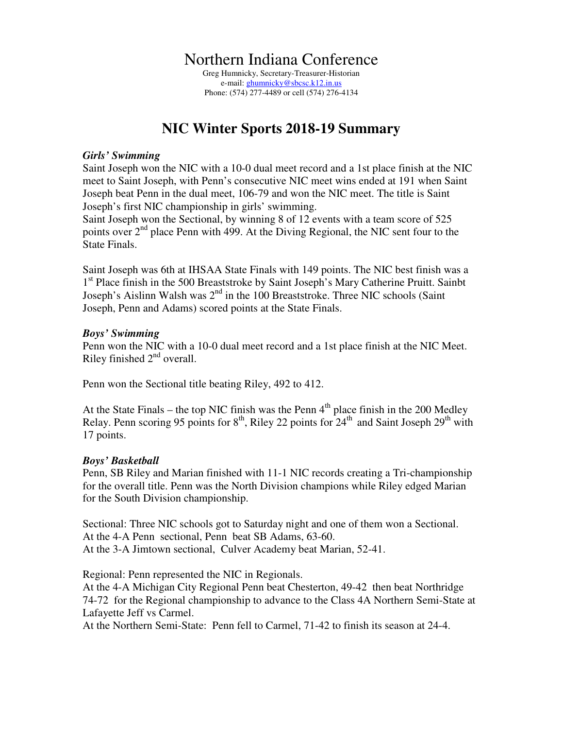# Northern Indiana Conference

Greg Humnicky, Secretary-Treasurer-Historian
e-mail: ghumnicky@sbcsc.k12.in.us
Phone: (574) 277-4489 or cell (574) 276-4134

## NIC Winter Sports 2018-19 Summary

### *Girls' Swimming*

Saint Joseph won the NIC with a 10-0 dual meet record and a 1st place finish at the NIC meet to Saint Joseph, with Penn's consecutive NIC meet wins ended at 191 when Saint Joseph beat Penn in the dual meet, 106-79 and won the NIC meet. The title is Saint Joseph's first NIC championship in girls' swimming.

Saint Joseph won the Sectional, by winning 8 of 12 events with a team score of 525 points over 2nd place Penn with 499. At the Diving Regional, the NIC sent four to the State Finals.

Saint Joseph was 6th at IHSAA State Finals with 149 points. The NIC best finish was a 1st Place finish in the 500 Breaststroke by Saint Joseph's Mary Catherine Pruitt. Sainbt Joseph's Aislinn Walsh was 2nd in the 100 Breaststroke. Three NIC schools (Saint Joseph, Penn and Adams) scored points at the State Finals.

### *Boys' Swimming*

Penn won the NIC with a 10-0 dual meet record and a 1st place finish at the NIC Meet. Riley finished 2nd overall.

Penn won the Sectional title beating Riley, 492 to 412.

At the State Finals – the top NIC finish was the Penn 4th place finish in the 200 Medley Relay. Penn scoring 95 points for 8th, Riley 22 points for 24th and Saint Joseph 29th with 17 points.

### *Boys' Basketball*

Penn, SB Riley and Marian finished with 11-1 NIC records creating a Tri-championship for the overall title. Penn was the North Division champions while Riley edged Marian for the South Division championship.

Sectional: Three NIC schools got to Saturday night and one of them won a Sectional.
At the 4-A Penn sectional, Penn beat SB Adams, 63-60.
At the 3-A Jimtown sectional, Culver Academy beat Marian, 52-41.

Regional: Penn represented the NIC in Regionals.
At the 4-A Michigan City Regional Penn beat Chesterton, 49-42 then beat Northridge 74-72 for the Regional championship to advance to the Class 4A Northern Semi-State at Lafayette Jeff vs Carmel.
At the Northern Semi-State: Penn fell to Carmel, 71-42 to finish its season at 24-4.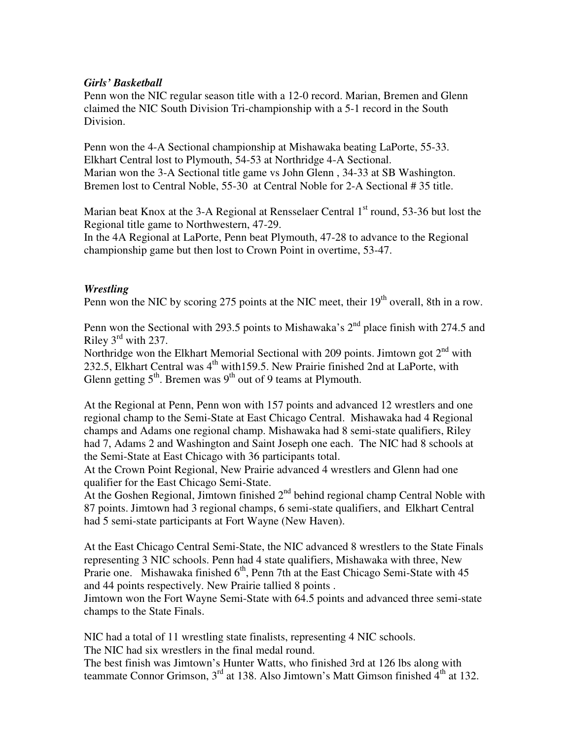### *Girls' Basketball*

Penn won the NIC regular season title with a 12-0 record. Marian, Bremen and Glenn claimed the NIC South Division Tri-championship with a 5-1 record in the South Division.

Penn won the 4-A Sectional championship at Mishawaka beating LaPorte, 55-33. Elkhart Central lost to Plymouth, 54-53 at Northridge 4-A Sectional. Marian won the 3-A Sectional title game vs John Glenn , 34-33 at SB Washington. Bremen lost to Central Noble, 55-30 at Central Noble for 2-A Sectional # 35 title.

Marian beat Knox at the 3-A Regional at Rensselaer Central 1st round, 53-36 but lost the Regional title game to Northwestern, 47-29.
In the 4A Regional at LaPorte, Penn beat Plymouth, 47-28 to advance to the Regional championship game but then lost to Crown Point in overtime, 53-47.

### *Wrestling*

Penn won the NIC by scoring 275 points at the NIC meet, their 19th overall, 8th in a row.

Penn won the Sectional with 293.5 points to Mishawaka's 2nd place finish with 274.5 and Riley 3rd with 237.
Northridge won the Elkhart Memorial Sectional with 209 points. Jimtown got 2nd with 232.5, Elkhart Central was 4th with159.5. New Prairie finished 2nd at LaPorte, with Glenn getting 5th. Bremen was 9th out of 9 teams at Plymouth.

At the Regional at Penn, Penn won with 157 points and advanced 12 wrestlers and one regional champ to the Semi-State at East Chicago Central. Mishawaka had 4 Regional champs and Adams one regional champ. Mishawaka had 8 semi-state qualifiers, Riley had 7, Adams 2 and Washington and Saint Joseph one each. The NIC had 8 schools at the Semi-State at East Chicago with 36 participants total.
At the Crown Point Regional, New Prairie advanced 4 wrestlers and Glenn had one qualifier for the East Chicago Semi-State.
At the Goshen Regional, Jimtown finished 2nd behind regional champ Central Noble with 87 points. Jimtown had 3 regional champs, 6 semi-state qualifiers, and Elkhart Central had 5 semi-state participants at Fort Wayne (New Haven).

At the East Chicago Central Semi-State, the NIC advanced 8 wrestlers to the State Finals representing 3 NIC schools. Penn had 4 state qualifiers, Mishawaka with three, New Prarie one. Mishawaka finished 6th, Penn 7th at the East Chicago Semi-State with 45 and 44 points respectively. New Prairie tallied 8 points .
Jimtown won the Fort Wayne Semi-State with 64.5 points and advanced three semi-state champs to the State Finals.

NIC had a total of 11 wrestling state finalists, representing 4 NIC schools.
The NIC had six wrestlers in the final medal round.
The best finish was Jimtown's Hunter Watts, who finished 3rd at 126 lbs along with teammate Connor Grimson, 3rd at 138. Also Jimtown's Matt Gimson finished 4th at 132.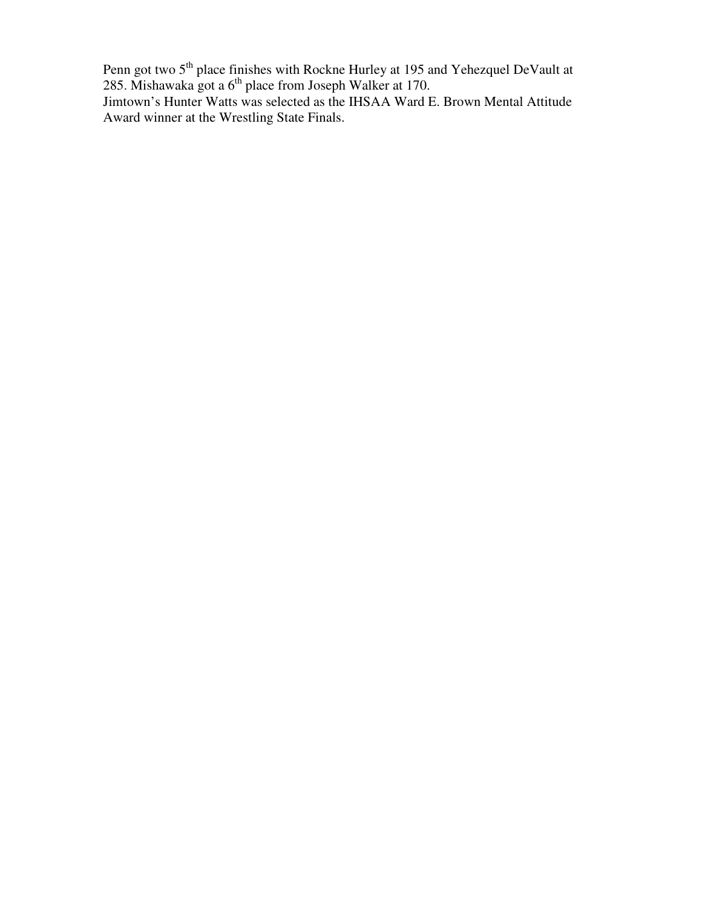Penn got two 5th place finishes with Rockne Hurley at 195 and Yehezquel DeVault at 285. Mishawaka got a 6th place from Joseph Walker at 170.
Jimtown's Hunter Watts was selected as the IHSAA Ward E. Brown Mental Attitude Award winner at the Wrestling State Finals.